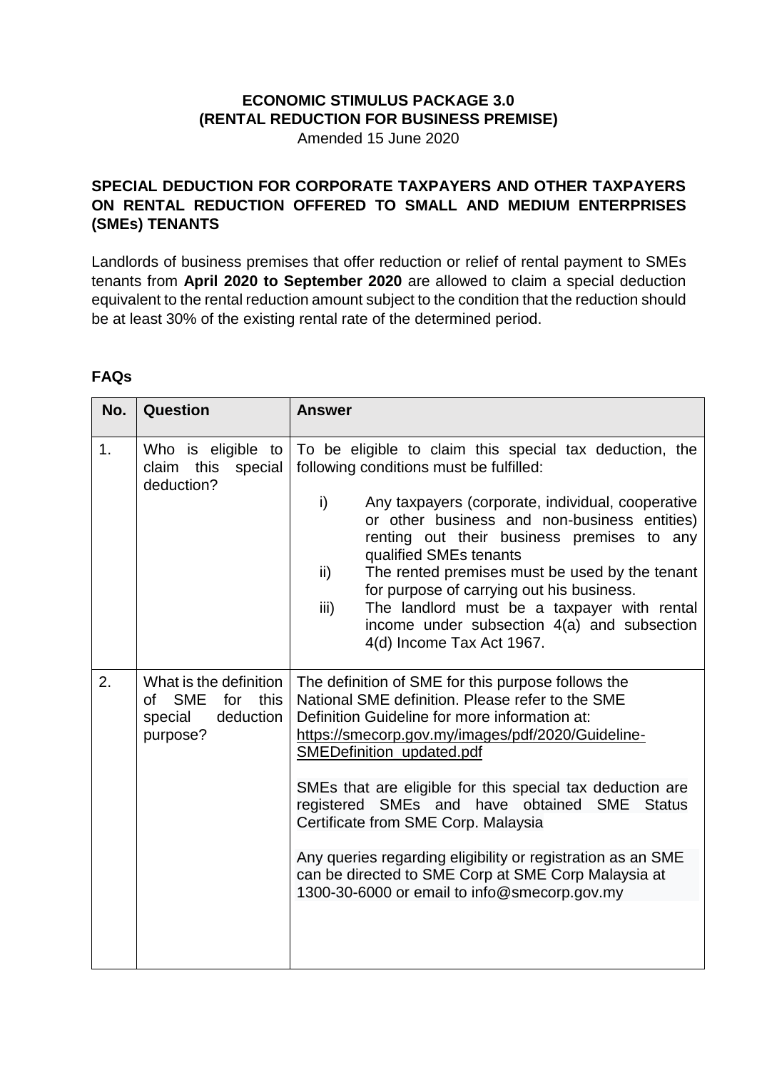# ECONOMIC STIMULUS PACKAGE 3.0
# (RENTAL REDUCTION FOR BUSINESS PREMISE)

Amended 15 June 2020

## SPECIAL DEDUCTION FOR CORPORATE TAXPAYERS AND OTHER TAXPAYERS ON RENTAL REDUCTION OFFERED TO SMALL AND MEDIUM ENTERPRISES (SMEs) TENANTS

Landlords of business premises that offer reduction or relief of rental payment to SMEs tenants from **April 2020 to September 2020** are allowed to claim a special deduction equivalent to the rental reduction amount subject to the condition that the reduction should be at least 30% of the existing rental rate of the determined period.

## FAQs

| No. | Question | Answer |
|---|---|---|
| 1. | Who is eligible to claim this special deduction? | To be eligible to claim this special tax deduction, the following conditions must be fulfilled:<br><br>i) Any taxpayers (corporate, individual, cooperative or other business and non-business entities) renting out their business premises to any qualified SMEs tenants<br>ii) The rented premises must be used by the tenant for purpose of carrying out his business.<br>iii) The landlord must be a taxpayer with rental income under subsection 4(a) and subsection 4(d) Income Tax Act 1967. |
| 2. | What is the definition of SME for this special deduction purpose? | The definition of SME for this purpose follows the National SME definition. Please refer to the SME Definition Guideline for more information at: https://smecorp.gov.my/images/pdf/2020/Guideline-SMEDefinition_updated.pdf<br><br>SMEs that are eligible for this special tax deduction are registered SMEs and have obtained SME Status Certificate from SME Corp. Malaysia<br><br>Any queries regarding eligibility or registration as an SME can be directed to SME Corp at SME Corp Malaysia at 1300-30-6000 or email to info@smecorp.gov.my |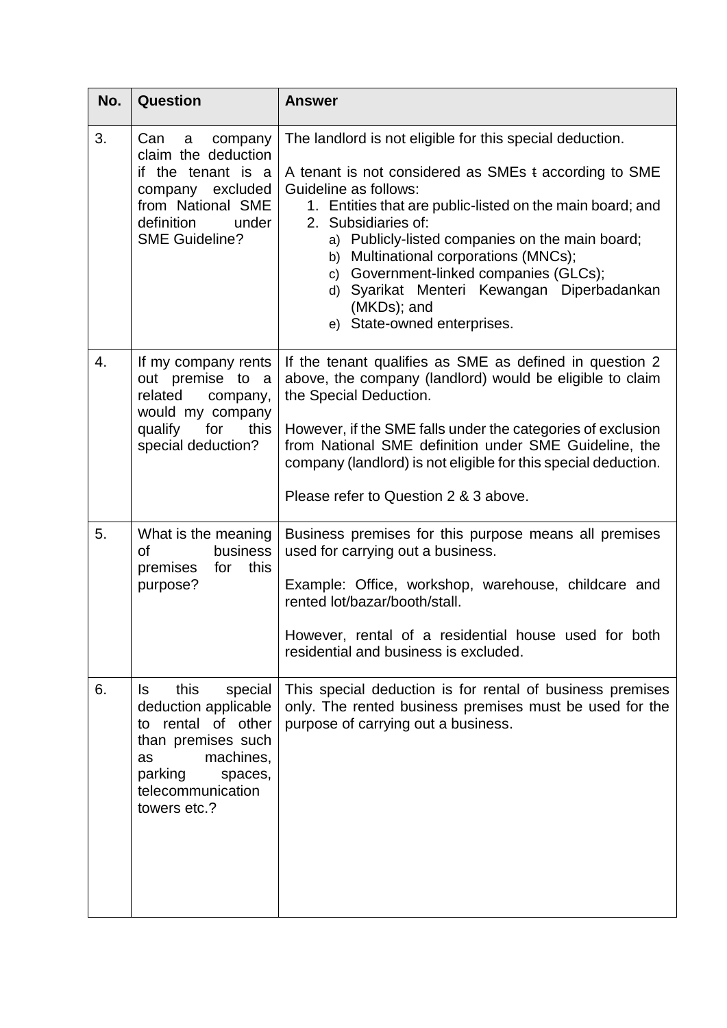| No. | Question | Answer |
|---|---|---|
| 3. | Can a company claim the deduction if the tenant is a company excluded from National SME definition under SME Guideline? | The landlord is not eligible for this special deduction.<br><br>A tenant is not considered as SMEs ŧ according to SME Guideline as follows:<br>1. Entities that are public-listed on the main board; and<br>2. Subsidiaries of:<br>a) Publicly-listed companies on the main board;<br>b) Multinational corporations (MNCs);<br>c) Government-linked companies (GLCs);<br>d) Syarikat Menteri Kewangan Diperbadankan (MKDs); and<br>e) State-owned enterprises. |
| 4. | If my company rents out premise to a related company, would my company qualify for this special deduction? | If the tenant qualifies as SME as defined in question 2 above, the company (landlord) would be eligible to claim the Special Deduction.<br><br>However, if the SME falls under the categories of exclusion from National SME definition under SME Guideline, the company (landlord) is not eligible for this special deduction.<br><br>Please refer to Question 2 & 3 above. |
| 5. | What is the meaning of business premises for this purpose? | Business premises for this purpose means all premises used for carrying out a business.<br><br>Example: Office, workshop, warehouse, childcare and rented lot/bazar/booth/stall.<br><br>However, rental of a residential house used for both residential and business is excluded. |
| 6. | Is this special deduction applicable to rental of other than premises such as machines, parking spaces, telecommunication towers etc.? | This special deduction is for rental of business premises only. The rented business premises must be used for the purpose of carrying out a business. |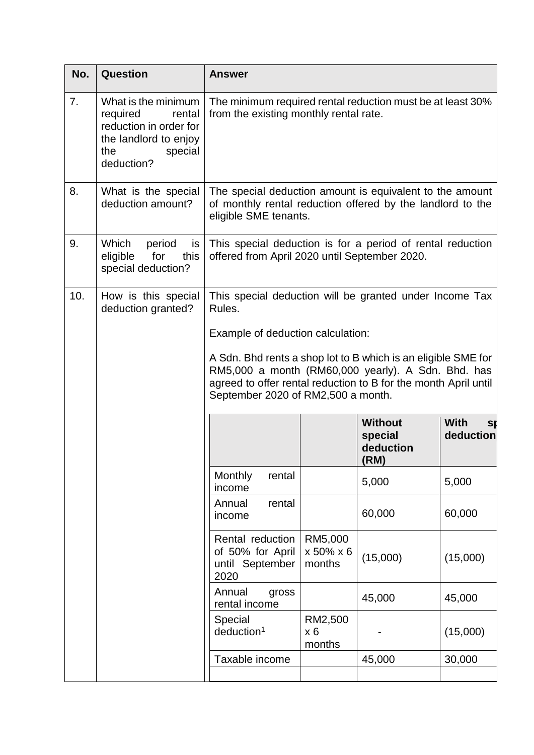| No. | Question | Answer |
|---|---|---|
| 7. | What is the minimum required rental reduction in order for the landlord to enjoy the special deduction? | The minimum required rental reduction must be at least 30% from the existing monthly rental rate. |
| 8. | What is the special deduction amount? | The special deduction amount is equivalent to the amount of monthly rental reduction offered by the landlord to the eligible SME tenants. |
| 9. | Which period is eligible for this special deduction? | This special deduction is for a period of rental reduction offered from April 2020 until September 2020. |
| 10. | How is this special deduction granted? | This special deduction will be granted under Income Tax Rules.<br><br>Example of deduction calculation:<br><br>A Sdn. Bhd rents a shop lot to B which is an eligible SME for RM5,000 a month (RM60,000 yearly). A Sdn. Bhd. has agreed to offer rental reduction to B for the month April until September 2020 of RM2,500 a month. |

| | | Without special deduction (RM) | With sp deduction |
|---|---|---|---|
| Monthly rental income | | 5,000 | 5,000 |
| Annual rental income | | 60,000 | 60,000 |
| Rental reduction of 50% for April until September 2020 | RM5,000 x 50% x 6 months | (15,000) | (15,000) |
| Annual gross rental income | | 45,000 | 45,000 |
| Special deduction[1] | RM2,500 x 6 months | - | (15,000) |
| Taxable income | | 45,000 | 30,000 |
| | | | |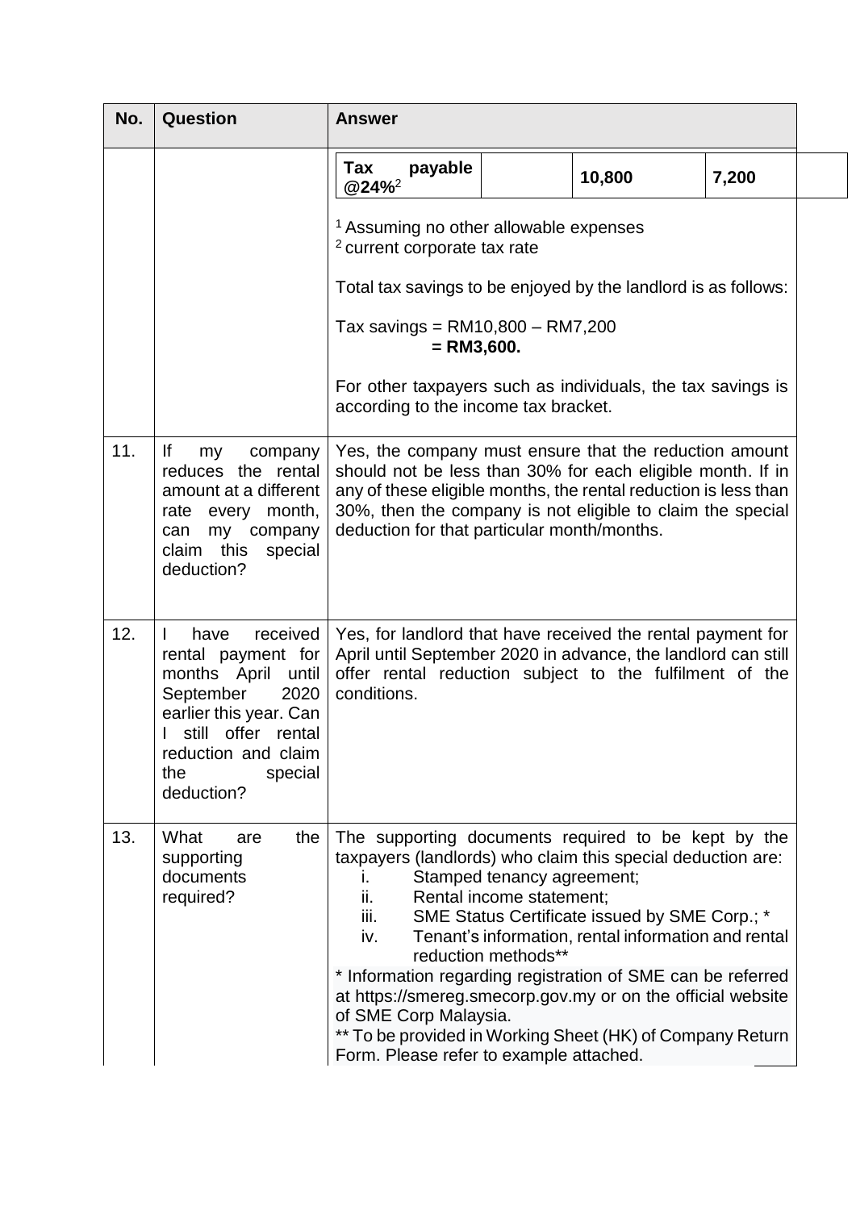| No. | Question | Answer |
|---|---|---|
| | | **Tax payable @24%**[2] \| \| **10,800** \| **7,200** <br><br> [1] Assuming no other allowable expenses <br> [2] current corporate tax rate <br><br> Total tax savings to be enjoyed by the landlord is as follows: <br><br> Tax savings = RM10,800 – RM7,200 <br> **= RM3,600.** <br><br> For other taxpayers such as individuals, the tax savings is according to the income tax bracket. |
| 11. | If my company reduces the rental amount at a different rate every month, can my company claim this special deduction? | Yes, the company must ensure that the reduction amount should not be less than 30% for each eligible month. If in any of these eligible months, the rental reduction is less than 30%, then the company is not eligible to claim the special deduction for that particular month/months. |
| 12. | I have received rental payment for months April until September 2020 earlier this year. Can I still offer rental reduction and claim the special deduction? | Yes, for landlord that have received the rental payment for April until September 2020 in advance, the landlord can still offer rental reduction subject to the fulfilment of the conditions. |
| 13. | What are the supporting documents required? | The supporting documents required to be kept by the taxpayers (landlords) who claim this special deduction are: <br> i. Stamped tenancy agreement; <br> ii. Rental income statement; <br> iii. SME Status Certificate issued by SME Corp.; * <br> iv. Tenant's information, rental information and rental reduction methods** <br> * Information regarding registration of SME can be referred at https://smereg.smecorp.gov.my or on the official website of SME Corp Malaysia. <br> ** To be provided in Working Sheet (HK) of Company Return Form. Please refer to example attached. |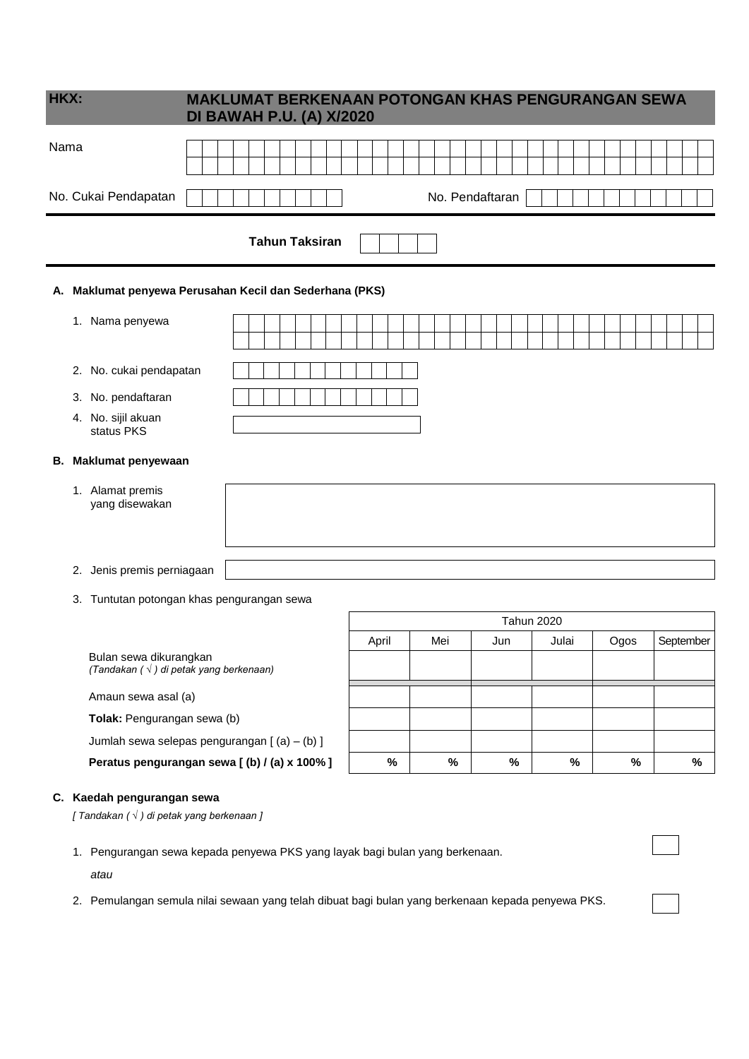## HKX: MAKLUMAT BERKENAAN POTONGAN KHAS PENGURANGAN SEWA DI BAWAH P.U. (A) X/2020

Nama

No. Cukai Pendapatan

No. Pendaftaran

**Tahun Taksiran**

### A. Maklumat penyewa Perusahan Kecil dan Sederhana (PKS)

1. Nama penyewa
2. No. cukai pendapatan
3. No. pendaftaran
4. No. sijil akuan status PKS

### B. Maklumat penyewaan

1. Alamat premis yang disewakan
2. Jenis premis perniagaan
3. Tuntutan potongan khas pengurangan sewa

| | Tahun 2020 | | | | | |
|---|---|---|---|---|---|---|
| | April | Mei | Jun | Julai | Ogos | September |
| Bulan sewa dikurangkan *(Tandakan ( √ ) di petak yang berkenaan)* | | | | | | |
| Amaun sewa asal (a) | | | | | | |
| **Tolak:** Pengurangan sewa (b) | | | | | | |
| Jumlah sewa selepas pengurangan [ (a) – (b) ] | | | | | | |
| **Peratus pengurangan sewa [ (b) / (a) x 100% ]** | **%** | **%** | **%** | **%** | **%** | **%** |

### C. Kaedah pengurangan sewa

*[ Tandakan ( √ ) di petak yang berkenaan ]*

1. Pengurangan sewa kepada penyewa PKS yang layak bagi bulan yang berkenaan.

   *atau*

2. Pemulangan semula nilai sewaan yang telah dibuat bagi bulan yang berkenaan kepada penyewa PKS.